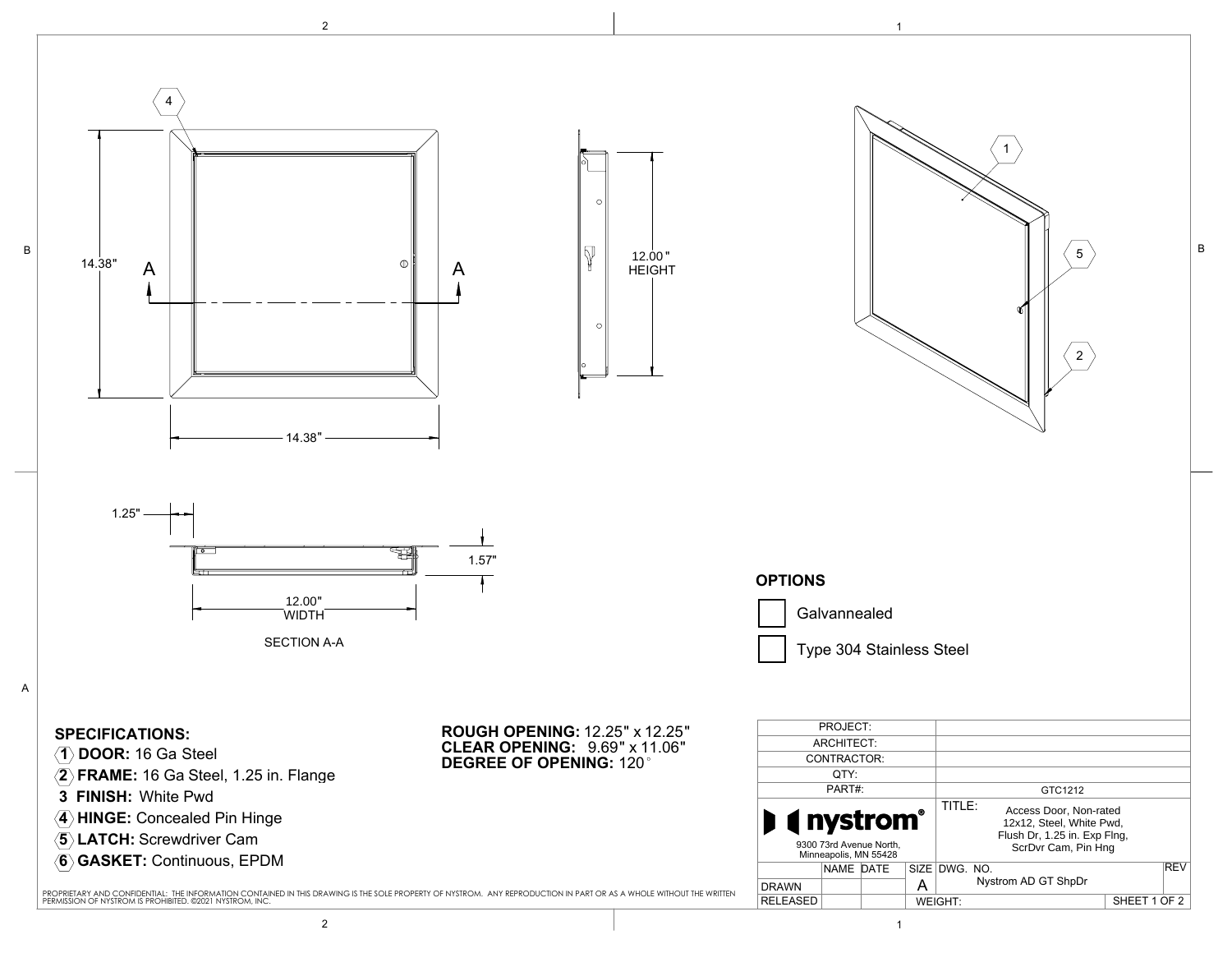14.38"

A — A

14.38"

12.00" HEIGHT

1.25"

1.57"

12.00" WIDTH

SECTION A-A

## OPTIONS

- [ ] Galvannealed
- [ ] Type 304 Stainless Steel

## SPECIFICATIONS:

1. **DOOR:** 16 Ga Steel
2. **FRAME:** 16 Ga Steel, 1.25 in. Flange
3. **FINISH:** White Pwd
4. **HINGE:** Concealed Pin Hinge
5. **LATCH:** Screwdriver Cam
6. **GASKET:** Continuous, EPDM

**ROUGH OPENING:** 12.25" x 12.25"
**CLEAR OPENING:** 9.69" x 11.06"
**DEGREE OF OPENING:** 120°

PROPRIETARY AND CONFIDENTIAL: THE INFORMATION CONTAINED IN THIS DRAWING IS THE SOLE PROPERTY OF NYSTROM. ANY REPRODUCTION IN PART OR AS A WHOLE WITHOUT THE WRITTEN PERMISSION OF NYSTROM IS PROHIBITED. ©2021 NYSTROM, INC.

| PROJECT: | |
|---|---|
| ARCHITECT: | |
| CONTRACTOR: | |
| QTY: | |
| PART#: | GTC1212 |

**nystrom®**
9300 73rd Avenue North, Minneapolis, MN 55428

TITLE: Access Door, Non-rated 12x12, Steel, White Pwd, Flush Dr, 1.25 in. Exp Flng, ScrDvr Cam, Pin Hng

| | NAME | DATE | SIZE | DWG. NO. | REV |
|---|---|---|---|---|---|
| DRAWN | | | A | Nystrom AD GT ShpDr | |
| RELEASED | | | WEIGHT: | | SHEET 1 OF 2 |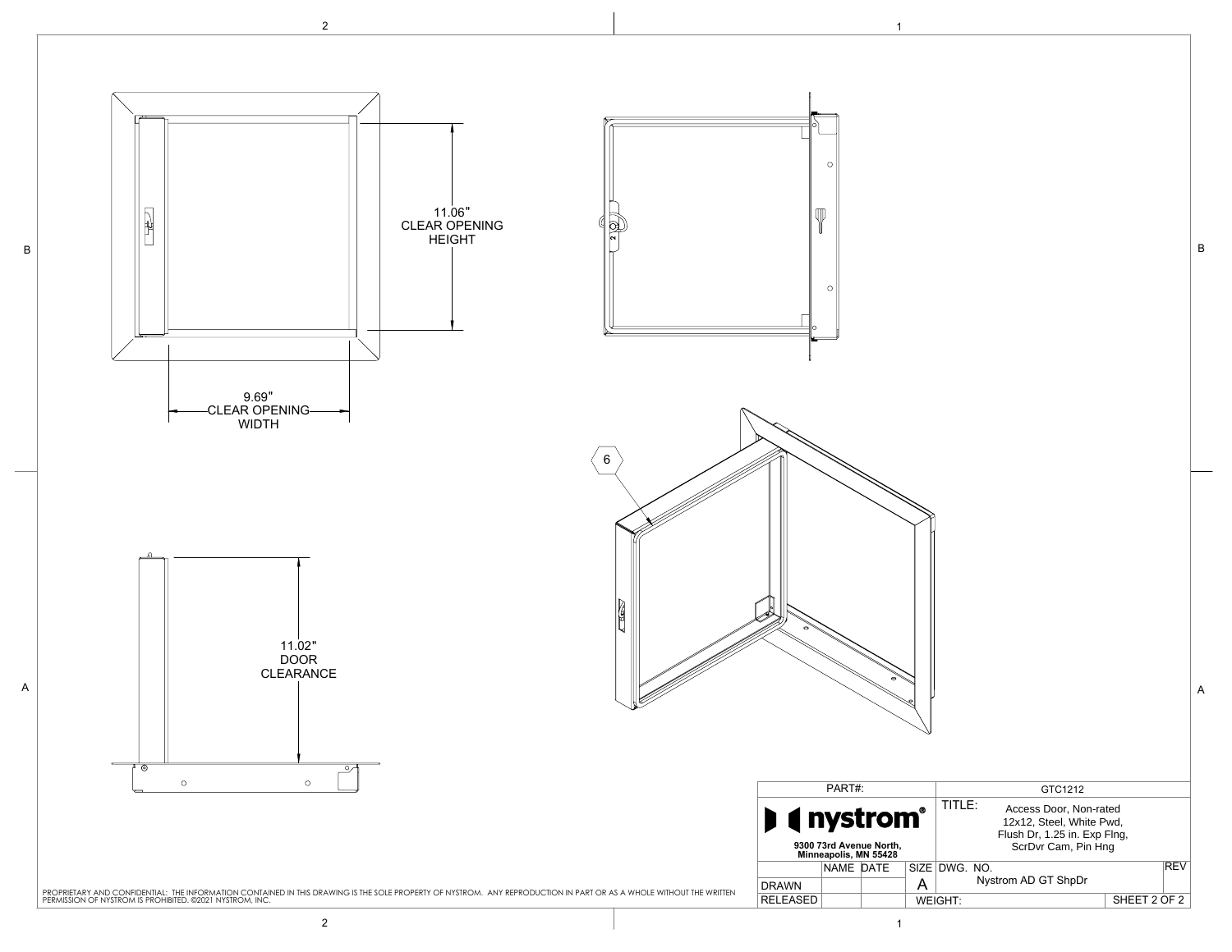11.06"
CLEAR OPENING
HEIGHT

9.69"
CLEAR OPENING
WIDTH

6

11.02"
DOOR
CLEARANCE

| PART#: | | | | GTC1212 | |
|---|---|---|---|---|---|
| nystrom® 9300 73rd Avenue North, Minneapolis, MN 55428 | | | | TITLE: Access Door, Non-rated 12x12, Steel, White Pwd, Flush Dr, 1.25 in. Exp Flng, ScrDvr Cam, Pin Hng | |
| | NAME | DATE | SIZE | DWG. NO. Nystrom AD GT ShpDr | REV |
| DRAWN | | | A | | |
| RELEASED | | | | WEIGHT: | SHEET 2 OF 2 |

PROPRIETARY AND CONFIDENTIAL: THE INFORMATION CONTAINED IN THIS DRAWING IS THE SOLE PROPERTY OF NYSTROM. ANY REPRODUCTION IN PART OR AS A WHOLE WITHOUT THE WRITTEN PERMISSION OF NYSTROM IS PROHIBITED. ©2021 NYSTROM, INC.